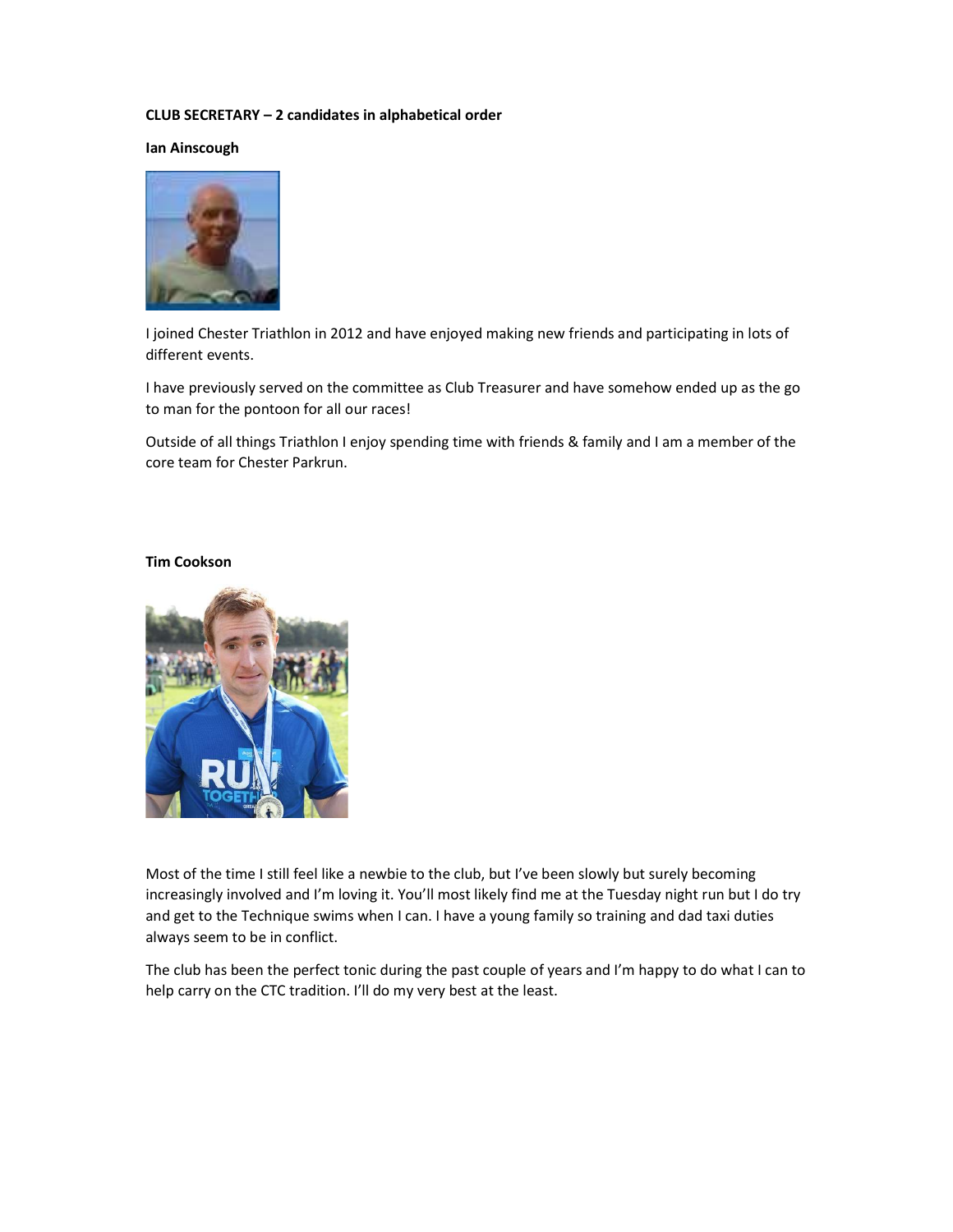**CLUB SECRETARY – 2 candidates in alphabetical order**

**Ian Ainscough**

I joined Chester Triathlon in 2012 and have enjoyed making new friends and participating in lots of different events.

I have previously served on the committee as Club Treasurer and have somehow ended up as the go to man for the pontoon for all our races!

Outside of all things Triathlon I enjoy spending time with friends & family and I am a member of the core team for Chester Parkrun.

**Tim Cookson**

Most of the time I still feel like a newbie to the club, but I've been slowly but surely becoming increasingly involved and I'm loving it. You'll most likely find me at the Tuesday night run but I do try and get to the Technique swims when I can. I have a young family so training and dad taxi duties always seem to be in conflict.

The club has been the perfect tonic during the past couple of years and I'm happy to do what I can to help carry on the CTC tradition. I'll do my very best at the least.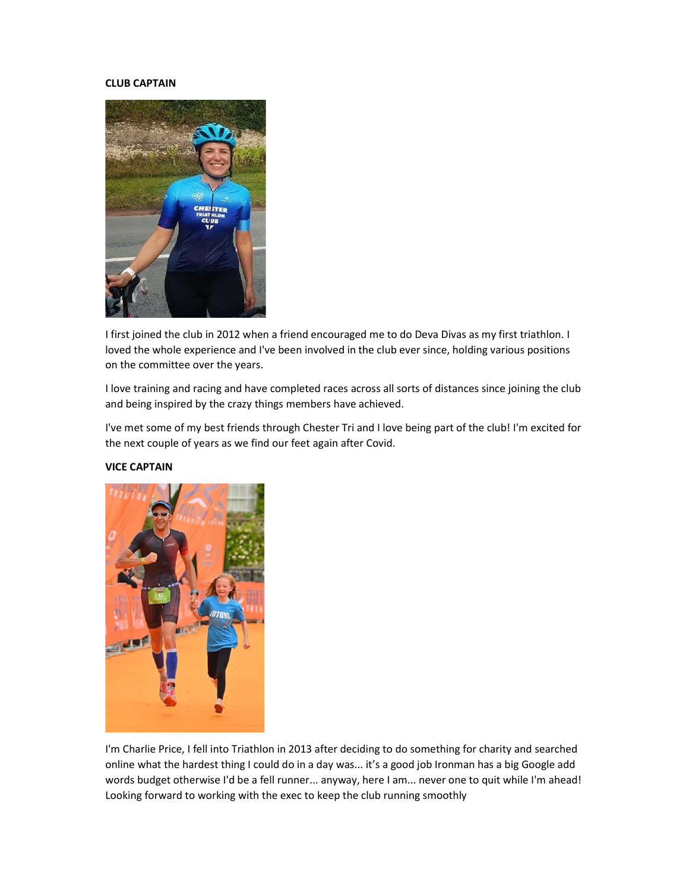**CLUB CAPTAIN**

I first joined the club in 2012 when a friend encouraged me to do Deva Divas as my first triathlon. I loved the whole experience and I've been involved in the club ever since, holding various positions on the committee over the years.

I love training and racing and have completed races across all sorts of distances since joining the club and being inspired by the crazy things members have achieved.

I've met some of my best friends through Chester Tri and I love being part of the club! I'm excited for the next couple of years as we find our feet again after Covid.

**VICE CAPTAIN**

I'm Charlie Price, I fell into Triathlon in 2013 after deciding to do something for charity and searched online what the hardest thing I could do in a day was... it's a good job Ironman has a big Google add words budget otherwise I'd be a fell runner... anyway, here I am... never one to quit while I'm ahead! Looking forward to working with the exec to keep the club running smoothly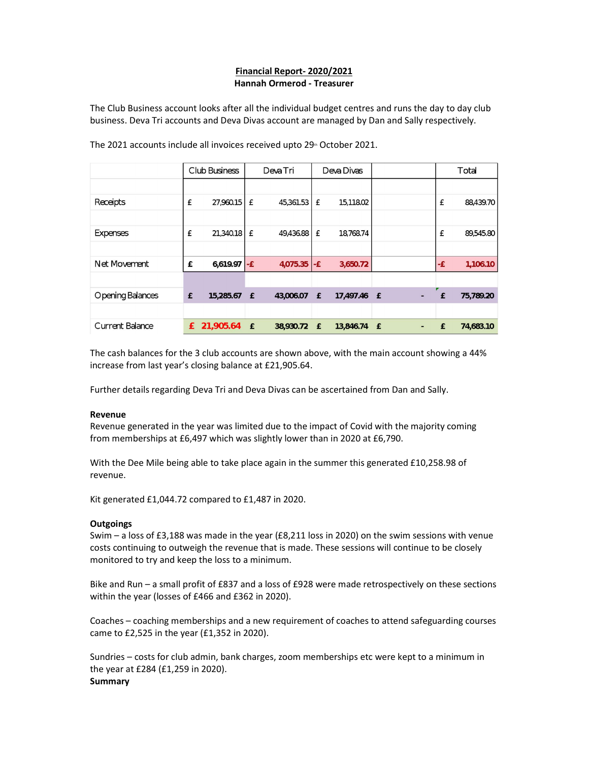**Financial Report- 2020/2021**
**Hannah Ormerod - Treasurer**

The Club Business account looks after all the individual budget centres and runs the day to day club business. Deva Tri accounts and Deva Divas account are managed by Dan and Sally respectively.

The 2021 accounts include all invoices received upto 29th October 2021.

| | Club Business | Deva Tri | Deva Divas | | Total |
|---|---|---|---|---|---|
| Receipts | £ 27,960.15 | £ 45,361.53 | £ 15,118.02 | | £ 88,439.70 |
| Expenses | £ 21,340.18 | £ 49,436.88 | £ 18,768.74 | | £ 89,545.80 |
| Net Movement | £ 6,619.97 | -£ 4,075.35 | -£ 3,650.72 | | -£ 1,106.10 |
| Opening Balances | £ 15,285.67 | £ 43,006.07 | £ 17,497.46 | £ - | £ 75,789.20 |
| Current Balance | £ 21,905.64 | £ 38,930.72 | £ 13,846.74 | £ - | £ 74,683.10 |

The cash balances for the 3 club accounts are shown above, with the main account showing a 44% increase from last year's closing balance at £21,905.64.

Further details regarding Deva Tri and Deva Divas can be ascertained from Dan and Sally.

**Revenue**
Revenue generated in the year was limited due to the impact of Covid with the majority coming from memberships at £6,497 which was slightly lower than in 2020 at £6,790.

With the Dee Mile being able to take place again in the summer this generated £10,258.98 of revenue.

Kit generated £1,044.72 compared to £1,487 in 2020.

**Outgoings**
Swim – a loss of £3,188 was made in the year (£8,211 loss in 2020) on the swim sessions with venue costs continuing to outweigh the revenue that is made. These sessions will continue to be closely monitored to try and keep the loss to a minimum.

Bike and Run – a small profit of £837 and a loss of £928 were made retrospectively on these sections within the year (losses of £466 and £362 in 2020).

Coaches – coaching memberships and a new requirement of coaches to attend safeguarding courses came to £2,525 in the year (£1,352 in 2020).

Sundries – costs for club admin, bank charges, zoom memberships etc were kept to a minimum in the year at £284 (£1,259 in 2020).

**Summary**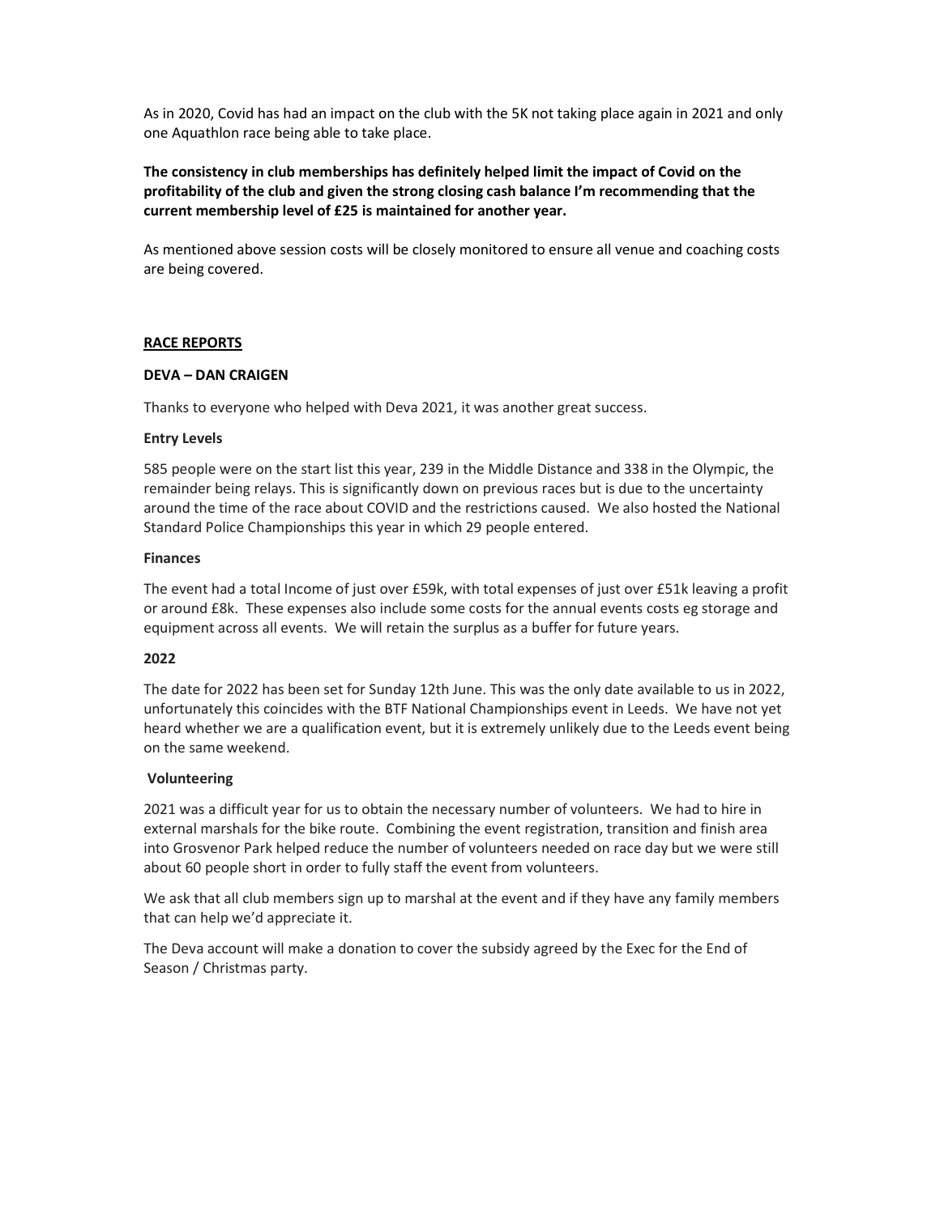As in 2020, Covid has had an impact on the club with the 5K not taking place again in 2021 and only one Aquathlon race being able to take place.

**The consistency in club memberships has definitely helped limit the impact of Covid on the profitability of the club and given the strong closing cash balance I'm recommending that the current membership level of £25 is maintained for another year.**

As mentioned above session costs will be closely monitored to ensure all venue and coaching costs are being covered.

## RACE REPORTS

### DEVA – DAN CRAIGEN

Thanks to everyone who helped with Deva 2021, it was another great success.

#### Entry Levels

585 people were on the start list this year, 239 in the Middle Distance and 338 in the Olympic, the remainder being relays. This is significantly down on previous races but is due to the uncertainty around the time of the race about COVID and the restrictions caused. We also hosted the National Standard Police Championships this year in which 29 people entered.

#### Finances

The event had a total Income of just over £59k, with total expenses of just over £51k leaving a profit or around £8k. These expenses also include some costs for the annual events costs eg storage and equipment across all events. We will retain the surplus as a buffer for future years.

#### 2022

The date for 2022 has been set for Sunday 12th June. This was the only date available to us in 2022, unfortunately this coincides with the BTF National Championships event in Leeds. We have not yet heard whether we are a qualification event, but it is extremely unlikely due to the Leeds event being on the same weekend.

#### Volunteering

2021 was a difficult year for us to obtain the necessary number of volunteers. We had to hire in external marshals for the bike route. Combining the event registration, transition and finish area into Grosvenor Park helped reduce the number of volunteers needed on race day but we were still about 60 people short in order to fully staff the event from volunteers.

We ask that all club members sign up to marshal at the event and if they have any family members that can help we'd appreciate it.

The Deva account will make a donation to cover the subsidy agreed by the Exec for the End of Season / Christmas party.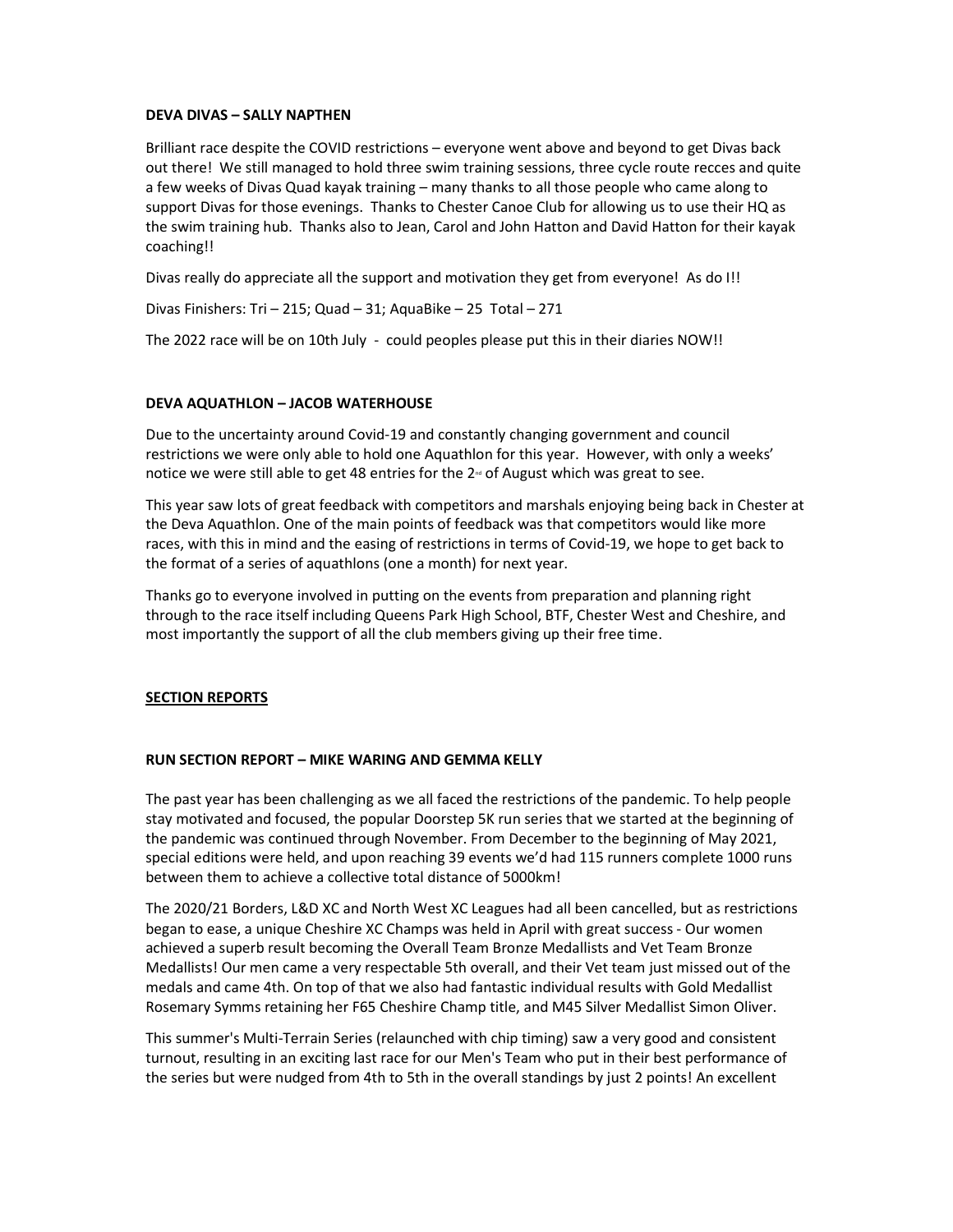**DEVA DIVAS – SALLY NAPTHEN**

Brilliant race despite the COVID restrictions – everyone went above and beyond to get Divas back out there! We still managed to hold three swim training sessions, three cycle route recces and quite a few weeks of Divas Quad kayak training – many thanks to all those people who came along to support Divas for those evenings. Thanks to Chester Canoe Club for allowing us to use their HQ as the swim training hub. Thanks also to Jean, Carol and John Hatton and David Hatton for their kayak coaching!!

Divas really do appreciate all the support and motivation they get from everyone! As do I!!

Divas Finishers: Tri – 215; Quad – 31; AquaBike – 25 Total – 271

The 2022 race will be on 10th July - could peoples please put this in their diaries NOW!!

**DEVA AQUATHLON – JACOB WATERHOUSE**

Due to the uncertainty around Covid-19 and constantly changing government and council restrictions we were only able to hold one Aquathlon for this year. However, with only a weeks' notice we were still able to get 48 entries for the 2nd of August which was great to see.

This year saw lots of great feedback with competitors and marshals enjoying being back in Chester at the Deva Aquathlon. One of the main points of feedback was that competitors would like more races, with this in mind and the easing of restrictions in terms of Covid-19, we hope to get back to the format of a series of aquathlons (one a month) for next year.

Thanks go to everyone involved in putting on the events from preparation and planning right through to the race itself including Queens Park High School, BTF, Chester West and Cheshire, and most importantly the support of all the club members giving up their free time.

## SECTION REPORTS

**RUN SECTION REPORT – MIKE WARING AND GEMMA KELLY**

The past year has been challenging as we all faced the restrictions of the pandemic. To help people stay motivated and focused, the popular Doorstep 5K run series that we started at the beginning of the pandemic was continued through November. From December to the beginning of May 2021, special editions were held, and upon reaching 39 events we'd had 115 runners complete 1000 runs between them to achieve a collective total distance of 5000km!

The 2020/21 Borders, L&D XC and North West XC Leagues had all been cancelled, but as restrictions began to ease, a unique Cheshire XC Champs was held in April with great success - Our women achieved a superb result becoming the Overall Team Bronze Medallists and Vet Team Bronze Medallists! Our men came a very respectable 5th overall, and their Vet team just missed out of the medals and came 4th. On top of that we also had fantastic individual results with Gold Medallist Rosemary Symms retaining her F65 Cheshire Champ title, and M45 Silver Medallist Simon Oliver.

This summer's Multi-Terrain Series (relaunched with chip timing) saw a very good and consistent turnout, resulting in an exciting last race for our Men's Team who put in their best performance of the series but were nudged from 4th to 5th in the overall standings by just 2 points! An excellent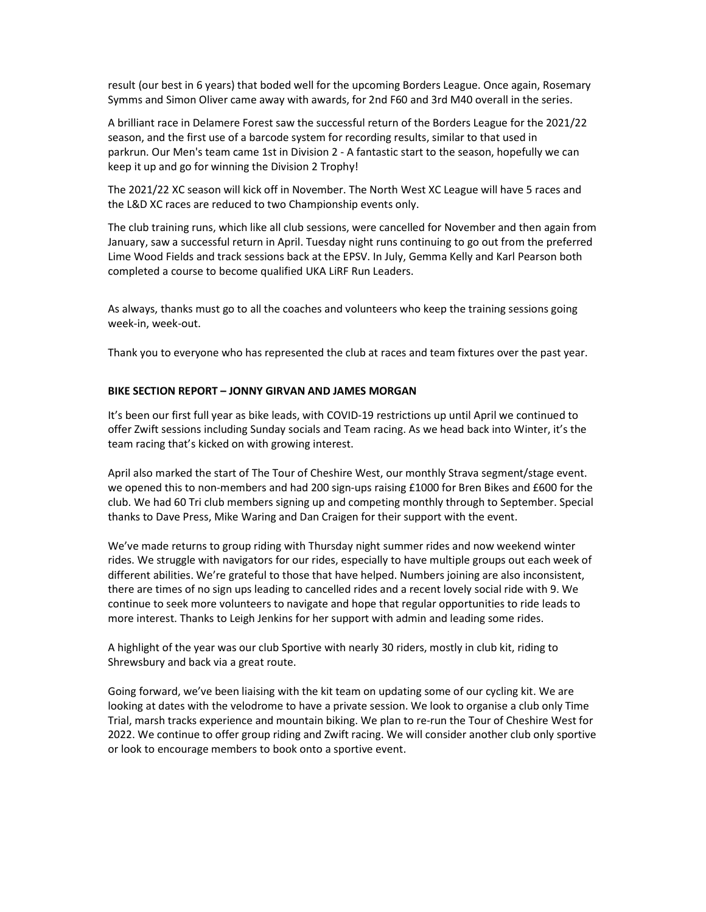result (our best in 6 years) that boded well for the upcoming Borders League. Once again, Rosemary Symms and Simon Oliver came away with awards, for 2nd F60 and 3rd M40 overall in the series.

A brilliant race in Delamere Forest saw the successful return of the Borders League for the 2021/22 season, and the first use of a barcode system for recording results, similar to that used in parkrun. Our Men's team came 1st in Division 2 - A fantastic start to the season, hopefully we can keep it up and go for winning the Division 2 Trophy!

The 2021/22 XC season will kick off in November. The North West XC League will have 5 races and the L&D XC races are reduced to two Championship events only.

The club training runs, which like all club sessions, were cancelled for November and then again from January, saw a successful return in April. Tuesday night runs continuing to go out from the preferred Lime Wood Fields and track sessions back at the EPSV. In July, Gemma Kelly and Karl Pearson both completed a course to become qualified UKA LiRF Run Leaders.

As always, thanks must go to all the coaches and volunteers who keep the training sessions going week-in, week-out.

Thank you to everyone who has represented the club at races and team fixtures over the past year.

**BIKE SECTION REPORT – JONNY GIRVAN AND JAMES MORGAN**

It's been our first full year as bike leads, with COVID-19 restrictions up until April we continued to offer Zwift sessions including Sunday socials and Team racing. As we head back into Winter, it's the team racing that's kicked on with growing interest.

April also marked the start of The Tour of Cheshire West, our monthly Strava segment/stage event. we opened this to non-members and had 200 sign-ups raising £1000 for Bren Bikes and £600 for the club. We had 60 Tri club members signing up and competing monthly through to September. Special thanks to Dave Press, Mike Waring and Dan Craigen for their support with the event.

We've made returns to group riding with Thursday night summer rides and now weekend winter rides. We struggle with navigators for our rides, especially to have multiple groups out each week of different abilities. We're grateful to those that have helped. Numbers joining are also inconsistent, there are times of no sign ups leading to cancelled rides and a recent lovely social ride with 9. We continue to seek more volunteers to navigate and hope that regular opportunities to ride leads to more interest. Thanks to Leigh Jenkins for her support with admin and leading some rides.

A highlight of the year was our club Sportive with nearly 30 riders, mostly in club kit, riding to Shrewsbury and back via a great route.

Going forward, we've been liaising with the kit team on updating some of our cycling kit. We are looking at dates with the velodrome to have a private session. We look to organise a club only Time Trial, marsh tracks experience and mountain biking. We plan to re-run the Tour of Cheshire West for 2022. We continue to offer group riding and Zwift racing. We will consider another club only sportive or look to encourage members to book onto a sportive event.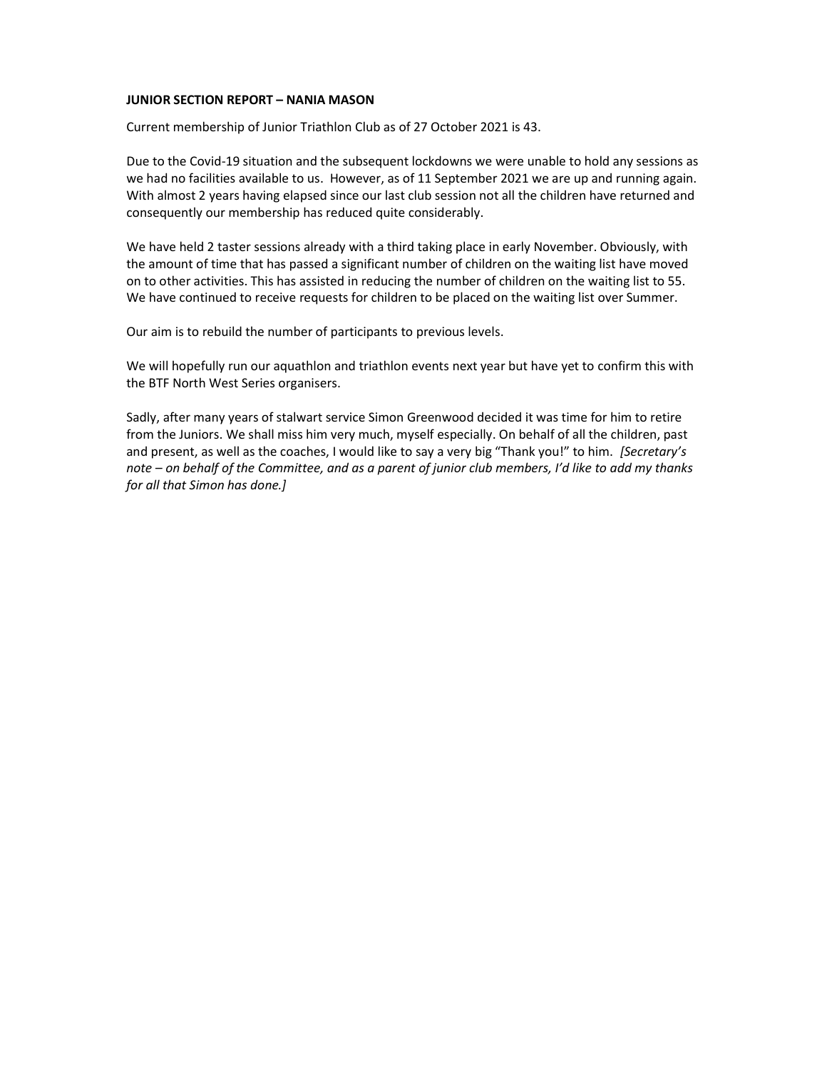**JUNIOR SECTION REPORT – NANIA MASON**

Current membership of Junior Triathlon Club as of 27 October 2021 is 43.

Due to the Covid-19 situation and the subsequent lockdowns we were unable to hold any sessions as we had no facilities available to us. However, as of 11 September 2021 we are up and running again. With almost 2 years having elapsed since our last club session not all the children have returned and consequently our membership has reduced quite considerably.

We have held 2 taster sessions already with a third taking place in early November. Obviously, with the amount of time that has passed a significant number of children on the waiting list have moved on to other activities. This has assisted in reducing the number of children on the waiting list to 55. We have continued to receive requests for children to be placed on the waiting list over Summer.

Our aim is to rebuild the number of participants to previous levels.

We will hopefully run our aquathlon and triathlon events next year but have yet to confirm this with the BTF North West Series organisers.

Sadly, after many years of stalwart service Simon Greenwood decided it was time for him to retire from the Juniors. We shall miss him very much, myself especially. On behalf of all the children, past and present, as well as the coaches, I would like to say a very big "Thank you!" to him. *[Secretary's note – on behalf of the Committee, and as a parent of junior club members, I'd like to add my thanks for all that Simon has done.]*